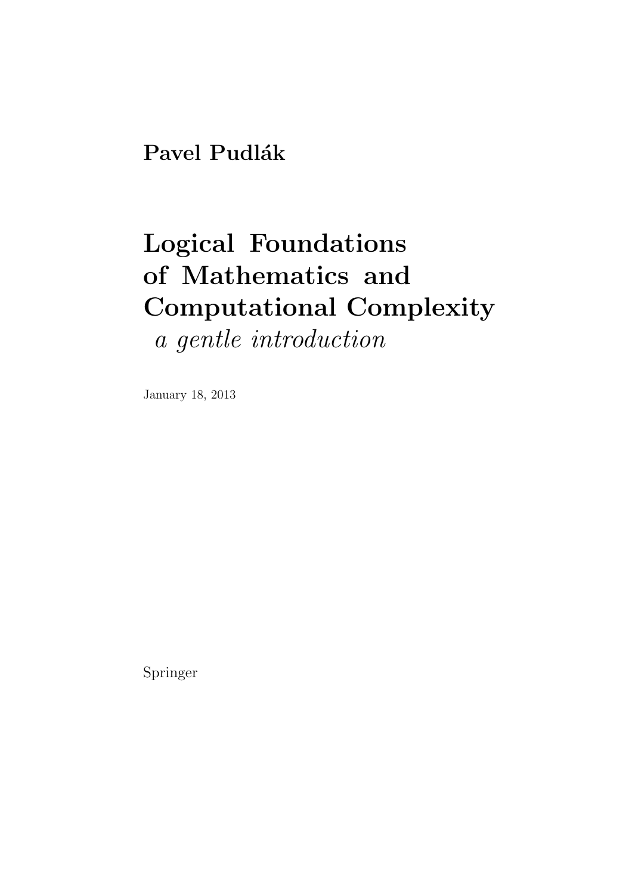**Pavel Pudlák**

# Logical Foundations of Mathematics and Computational Complexity

*a gentle introduction*

January 18, 2013

Springer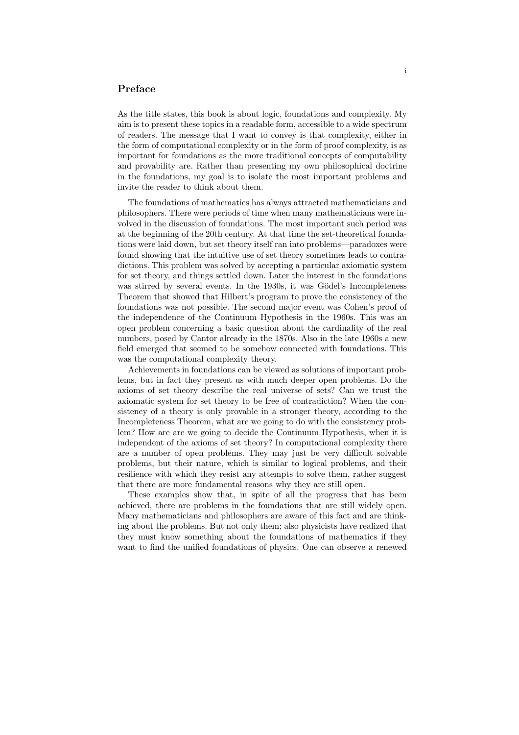## Preface

As the title states, this book is about logic, foundations and complexity. My aim is to present these topics in a readable form, accessible to a wide spectrum of readers. The message that I want to convey is that complexity, either in the form of computational complexity or in the form of proof complexity, is as important for foundations as the more traditional concepts of computability and provability are. Rather than presenting my own philosophical doctrine in the foundations, my goal is to isolate the most important problems and invite the reader to think about them.

The foundations of mathematics has always attracted mathematicians and philosophers. There were periods of time when many mathematicians were involved in the discussion of foundations. The most important such period was at the beginning of the 20th century. At that time the set-theoretical foundations were laid down, but set theory itself ran into problems—paradoxes were found showing that the intuitive use of set theory sometimes leads to contradictions. This problem was solved by accepting a particular axiomatic system for set theory, and things settled down. Later the interest in the foundations was stirred by several events. In the 1930s, it was Gödel's Incompleteness Theorem that showed that Hilbert's program to prove the consistency of the foundations was not possible. The second major event was Cohen's proof of the independence of the Continuum Hypothesis in the 1960s. This was an open problem concerning a basic question about the cardinality of the real numbers, posed by Cantor already in the 1870s. Also in the late 1960s a new field emerged that seemed to be somehow connected with foundations. This was the computational complexity theory.

Achievements in foundations can be viewed as solutions of important problems, but in fact they present us with much deeper open problems. Do the axioms of set theory describe the real universe of sets? Can we trust the axiomatic system for set theory to be free of contradiction? When the consistency of a theory is only provable in a stronger theory, according to the Incompleteness Theorem, what are we going to do with the consistency problem? How are are we going to decide the Continuum Hypothesis, when it is independent of the axioms of set theory? In computational complexity there are a number of open problems. They may just be very difficult solvable problems, but their nature, which is similar to logical problems, and their resilience with which they resist any attempts to solve them, rather suggest that there are more fundamental reasons why they are still open.

These examples show that, in spite of all the progress that has been achieved, there are problems in the foundations that are still widely open. Many mathematicians and philosophers are aware of this fact and are thinking about the problems. But not only them; also physicists have realized that they must know something about the foundations of mathematics if they want to find the unified foundations of physics. One can observe a renewed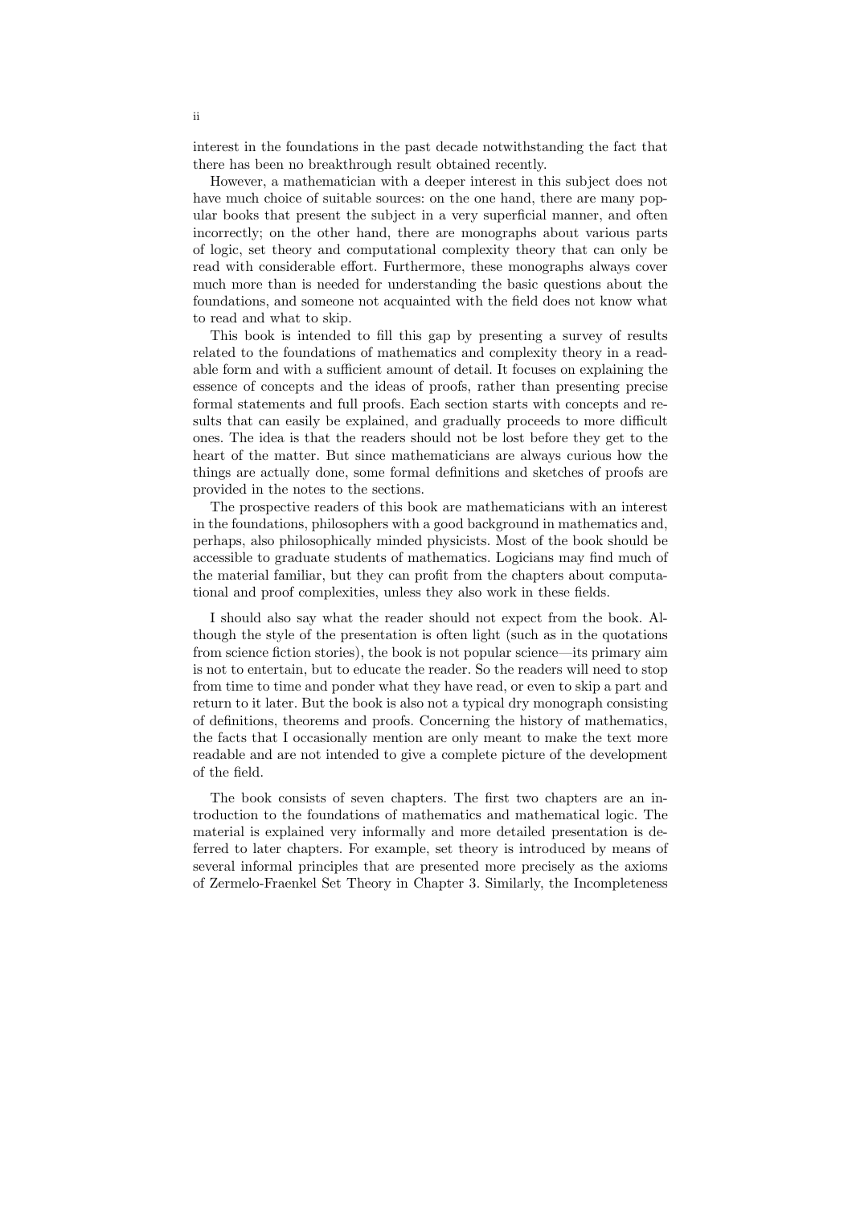interest in the foundations in the past decade notwithstanding the fact that there has been no breakthrough result obtained recently.

However, a mathematician with a deeper interest in this subject does not have much choice of suitable sources: on the one hand, there are many popular books that present the subject in a very superficial manner, and often incorrectly; on the other hand, there are monographs about various parts of logic, set theory and computational complexity theory that can only be read with considerable effort. Furthermore, these monographs always cover much more than is needed for understanding the basic questions about the foundations, and someone not acquainted with the field does not know what to read and what to skip.

This book is intended to fill this gap by presenting a survey of results related to the foundations of mathematics and complexity theory in a readable form and with a sufficient amount of detail. It focuses on explaining the essence of concepts and the ideas of proofs, rather than presenting precise formal statements and full proofs. Each section starts with concepts and results that can easily be explained, and gradually proceeds to more difficult ones. The idea is that the readers should not be lost before they get to the heart of the matter. But since mathematicians are always curious how the things are actually done, some formal definitions and sketches of proofs are provided in the notes to the sections.

The prospective readers of this book are mathematicians with an interest in the foundations, philosophers with a good background in mathematics and, perhaps, also philosophically minded physicists. Most of the book should be accessible to graduate students of mathematics. Logicians may find much of the material familiar, but they can profit from the chapters about computational and proof complexities, unless they also work in these fields.

I should also say what the reader should not expect from the book. Although the style of the presentation is often light (such as in the quotations from science fiction stories), the book is not popular science—its primary aim is not to entertain, but to educate the reader. So the readers will need to stop from time to time and ponder what they have read, or even to skip a part and return to it later. But the book is also not a typical dry monograph consisting of definitions, theorems and proofs. Concerning the history of mathematics, the facts that I occasionally mention are only meant to make the text more readable and are not intended to give a complete picture of the development of the field.

The book consists of seven chapters. The first two chapters are an introduction to the foundations of mathematics and mathematical logic. The material is explained very informally and more detailed presentation is deferred to later chapters. For example, set theory is introduced by means of several informal principles that are presented more precisely as the axioms of Zermelo-Fraenkel Set Theory in Chapter 3. Similarly, the Incompleteness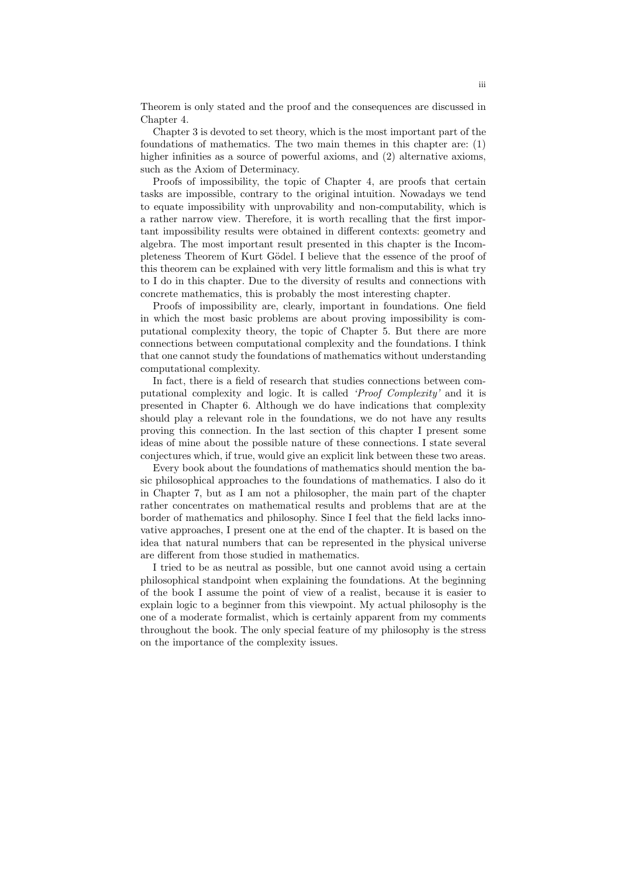Theorem is only stated and the proof and the consequences are discussed in Chapter 4.

Chapter 3 is devoted to set theory, which is the most important part of the foundations of mathematics. The two main themes in this chapter are: (1) higher infinities as a source of powerful axioms, and (2) alternative axioms, such as the Axiom of Determinacy.

Proofs of impossibility, the topic of Chapter 4, are proofs that certain tasks are impossible, contrary to the original intuition. Nowadays we tend to equate impossibility with unprovability and non-computability, which is a rather narrow view. Therefore, it is worth recalling that the first important impossibility results were obtained in different contexts: geometry and algebra. The most important result presented in this chapter is the Incompleteness Theorem of Kurt Gödel. I believe that the essence of the proof of this theorem can be explained with very little formalism and this is what try to I do in this chapter. Due to the diversity of results and connections with concrete mathematics, this is probably the most interesting chapter.

Proofs of impossibility are, clearly, important in foundations. One field in which the most basic problems are about proving impossibility is computational complexity theory, the topic of Chapter 5. But there are more connections between computational complexity and the foundations. I think that one cannot study the foundations of mathematics without understanding computational complexity.

In fact, there is a field of research that studies connections between computational complexity and logic. It is called *'Proof Complexity'* and it is presented in Chapter 6. Although we do have indications that complexity should play a relevant role in the foundations, we do not have any results proving this connection. In the last section of this chapter I present some ideas of mine about the possible nature of these connections. I state several conjectures which, if true, would give an explicit link between these two areas.

Every book about the foundations of mathematics should mention the basic philosophical approaches to the foundations of mathematics. I also do it in Chapter 7, but as I am not a philosopher, the main part of the chapter rather concentrates on mathematical results and problems that are at the border of mathematics and philosophy. Since I feel that the field lacks innovative approaches, I present one at the end of the chapter. It is based on the idea that natural numbers that can be represented in the physical universe are different from those studied in mathematics.

I tried to be as neutral as possible, but one cannot avoid using a certain philosophical standpoint when explaining the foundations. At the beginning of the book I assume the point of view of a realist, because it is easier to explain logic to a beginner from this viewpoint. My actual philosophy is the one of a moderate formalist, which is certainly apparent from my comments throughout the book. The only special feature of my philosophy is the stress on the importance of the complexity issues.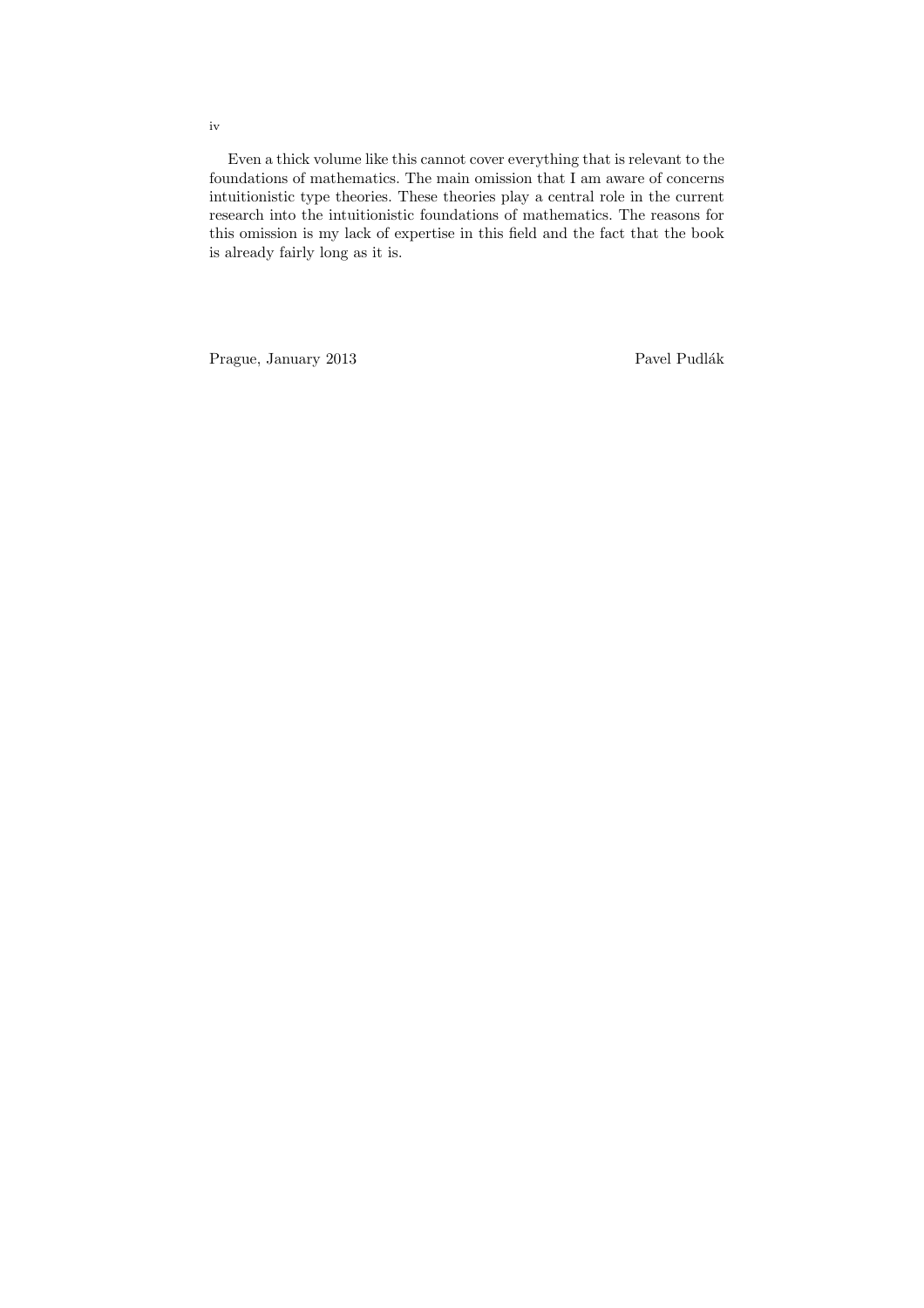Even a thick volume like this cannot cover everything that is relevant to the foundations of mathematics. The main omission that I am aware of concerns intuitionistic type theories. These theories play a central role in the current research into the intuitionistic foundations of mathematics. The reasons for this omission is my lack of expertise in this field and the fact that the book is already fairly long as it is.

Prague, January 2013

Pavel Pudlák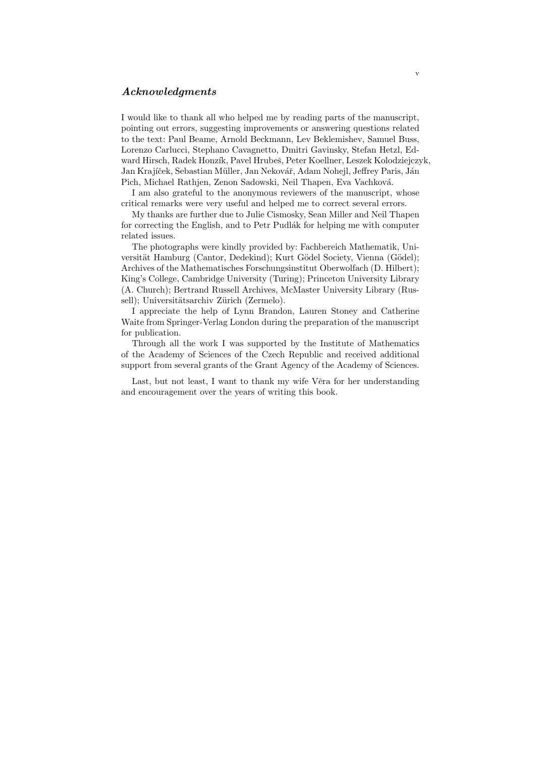## *Acknowledgments*

I would like to thank all who helped me by reading parts of the manuscript, pointing out errors, suggesting improvements or answering questions related to the text: Paul Beame, Arnold Beckmann, Lev Beklemishev, Samuel Buss, Lorenzo Carlucci, Stephano Cavagnetto, Dmitri Gavinsky, Stefan Hetzl, Edward Hirsch, Radek Honzík, Pavel Hrubeš, Peter Koellner, Leszek Kolodziejczyk, Jan Krajíček, Sebastian Müller, Jan Nekovář, Adam Nohejl, Jeffrey Paris, Ján Pich, Michael Rathjen, Zenon Sadowski, Neil Thapen, Eva Vachková.

I am also grateful to the anonymous reviewers of the manuscript, whose critical remarks were very useful and helped me to correct several errors.

My thanks are further due to Julie Cismosky, Sean Miller and Neil Thapen for correcting the English, and to Petr Pudlák for helping me with computer related issues.

The photographs were kindly provided by: Fachbereich Mathematik, Universität Hamburg (Cantor, Dedekind); Kurt Gödel Society, Vienna (Gödel); Archives of the Mathematisches Forschungsinstitut Oberwolfach (D. Hilbert); King's College, Cambridge University (Turing); Princeton University Library (A. Church); Bertrand Russell Archives, McMaster University Library (Russell); Universitätsarchiv Zürich (Zermelo).

I appreciate the help of Lynn Brandon, Lauren Stoney and Catherine Waite from Springer-Verlag London during the preparation of the manuscript for publication.

Through all the work I was supported by the Institute of Mathematics of the Academy of Sciences of the Czech Republic and received additional support from several grants of the Grant Agency of the Academy of Sciences.

Last, but not least, I want to thank my wife Věra for her understanding and encouragement over the years of writing this book.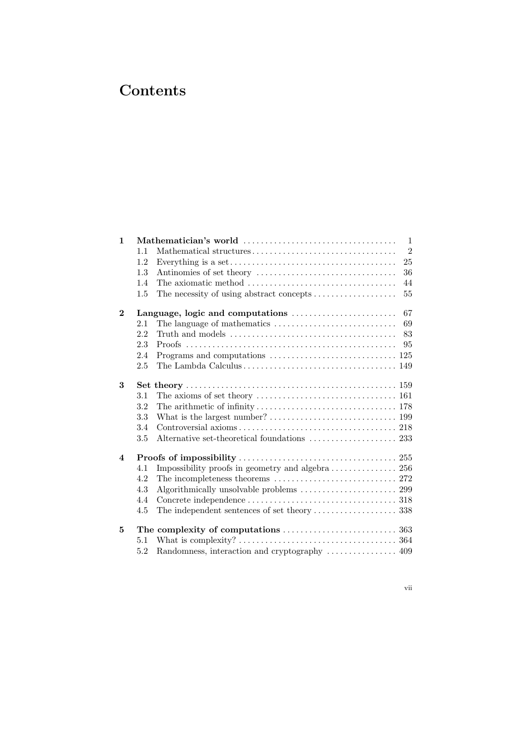# Contents

**1 Mathematician's world** .......... 1
- 1.1 Mathematical structures .......... 2
- 1.2 Everything is a set .......... 25
- 1.3 Antinomies of set theory .......... 36
- 1.4 The axiomatic method .......... 44
- 1.5 The necessity of using abstract concepts .......... 55

**2 Language, logic and computations** .......... 67
- 2.1 The language of mathematics .......... 69
- 2.2 Truth and models .......... 83
- 2.3 Proofs .......... 95
- 2.4 Programs and computations .......... 125
- 2.5 The Lambda Calculus .......... 149

**3 Set theory** .......... 159
- 3.1 The axioms of set theory .......... 161
- 3.2 The arithmetic of infinity .......... 178
- 3.3 What is the largest number? .......... 199
- 3.4 Controversial axioms .......... 218
- 3.5 Alternative set-theoretical foundations .......... 233

**4 Proofs of impossibility** .......... 255
- 4.1 Impossibility proofs in geometry and algebra .......... 256
- 4.2 The incompleteness theorems .......... 272
- 4.3 Algorithmically unsolvable problems .......... 299
- 4.4 Concrete independence .......... 318
- 4.5 The independent sentences of set theory .......... 338

**5 The complexity of computations** .......... 363
- 5.1 What is complexity? .......... 364
- 5.2 Randomness, interaction and cryptography .......... 409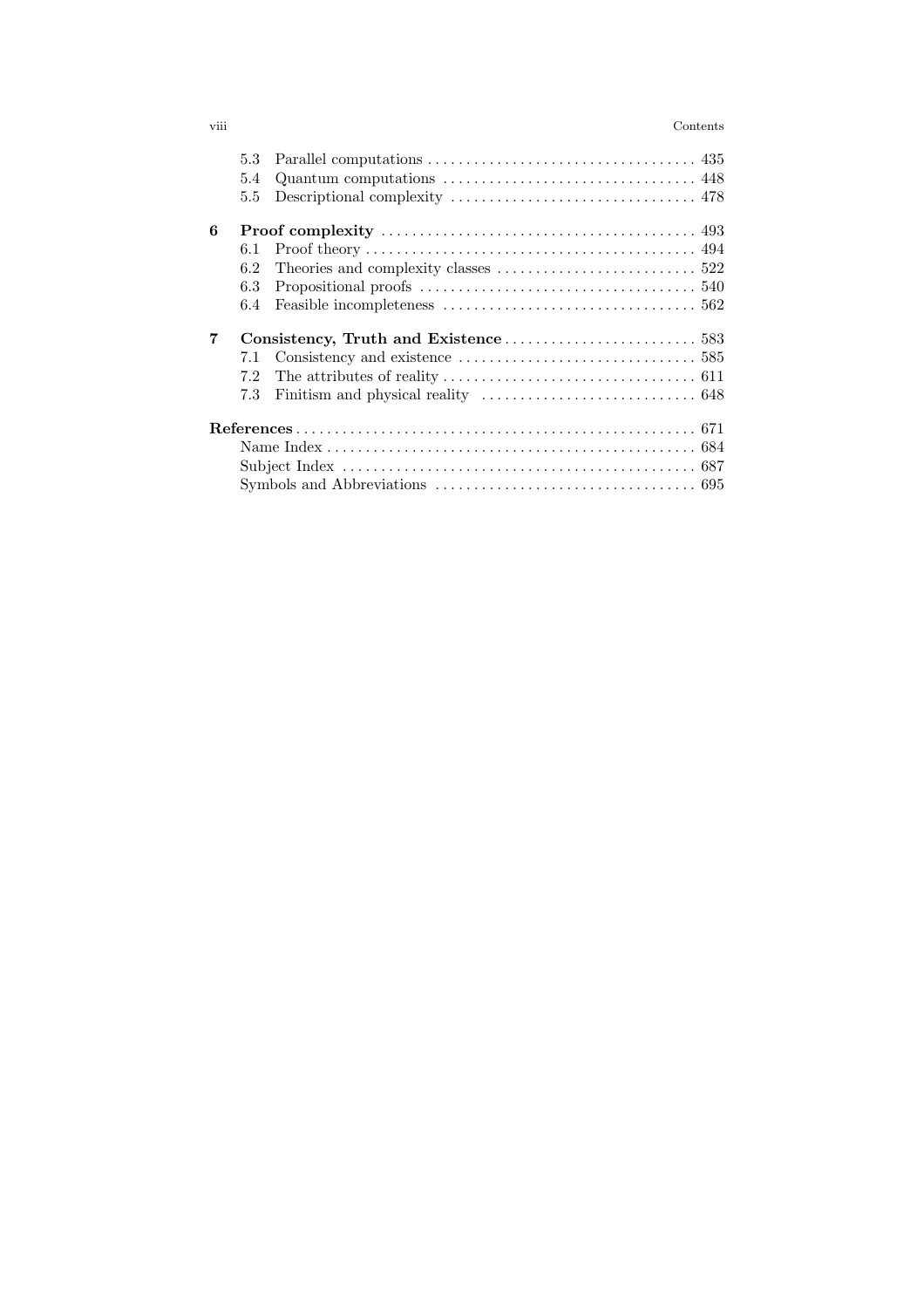5.3 Parallel computations ........ 435
5.4 Quantum computations ........ 448
5.5 Descriptional complexity ........ 478

**6 Proof complexity** ........ 493
6.1 Proof theory ........ 494
6.2 Theories and complexity classes ........ 522
6.3 Propositional proofs ........ 540
6.4 Feasible incompleteness ........ 562

**7 Consistency, Truth and Existence** ........ 583
7.1 Consistency and existence ........ 585
7.2 The attributes of reality ........ 611
7.3 Finitism and physical reality ........ 648

**References** ........ 671
Name Index ........ 684
Subject Index ........ 687
Symbols and Abbreviations ........ 695